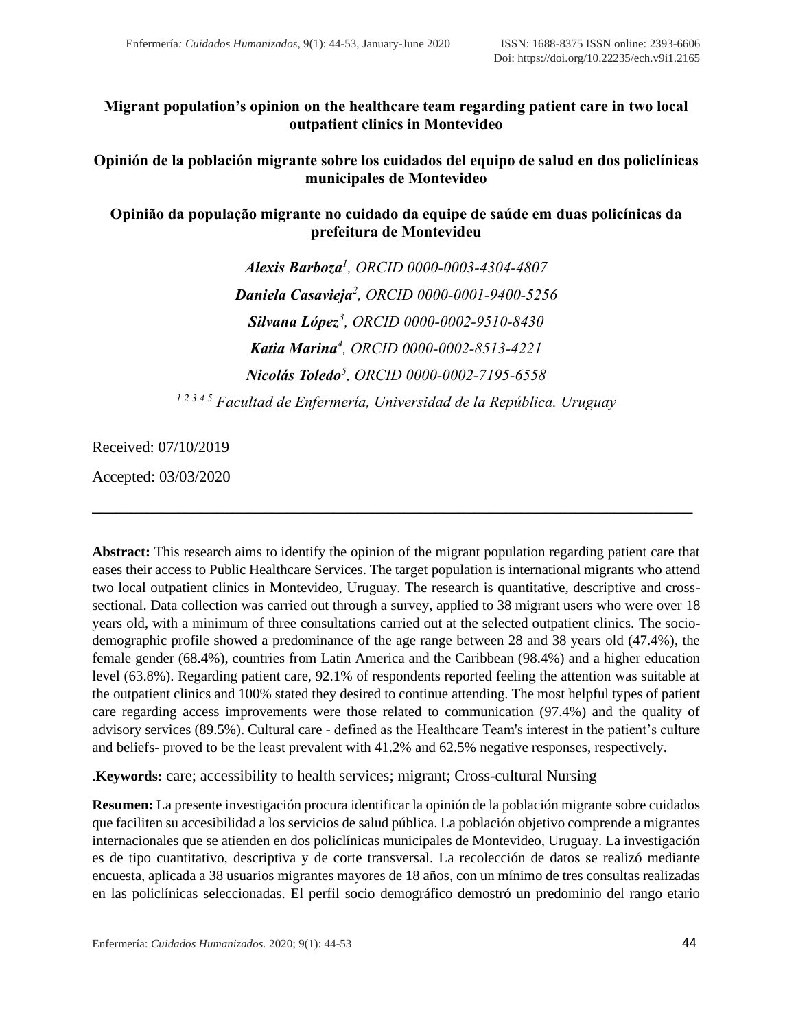# Migrant population's opinion on the healthcare team regarding patient care in two local outpatient clinics in Montevideo

## Opinión de la población migrante sobre los cuidados del equipo de salud en dos policlínicas municipales de Montevideo

## Opinião da população migrante no cuidado da equipe de saúde em duas policínicas da prefeitura de Montevideu

***Alexis Barboza*[1]**, *ORCID 0000-0003-4304-4807*

***Daniela Casavieja*[2]**, *ORCID 0000-0001-9400-5256*

***Silvana López*[3]**, *ORCID 0000-0002-9510-8430*

***Katia Marina*[4]**, *ORCID 0000-0002-8513-4221*

***Nicolás Toledo*[5]**, *ORCID 0000-0002-7195-6558*

[1 2 3 4 5] *Facultad de Enfermería, Universidad de la República. Uruguay*

Received: 07/10/2019

Accepted: 03/03/2020

---

**Abstract:** This research aims to identify the opinion of the migrant population regarding patient care that eases their access to Public Healthcare Services. The target population is international migrants who attend two local outpatient clinics in Montevideo, Uruguay. The research is quantitative, descriptive and cross-sectional. Data collection was carried out through a survey, applied to 38 migrant users who were over 18 years old, with a minimum of three consultations carried out at the selected outpatient clinics. The socio-demographic profile showed a predominance of the age range between 28 and 38 years old (47.4%), the female gender (68.4%), countries from Latin America and the Caribbean (98.4%) and a higher education level (63.8%). Regarding patient care, 92.1% of respondents reported feeling the attention was suitable at the outpatient clinics and 100% stated they desired to continue attending. The most helpful types of patient care regarding access improvements were those related to communication (97.4%) and the quality of advisory services (89.5%). Cultural care - defined as the Healthcare Team's interest in the patient's culture and beliefs- proved to be the least prevalent with 41.2% and 62.5% negative responses, respectively.

.**Keywords:** care; accessibility to health services; migrant; Cross-cultural Nursing

**Resumen:** La presente investigación procura identificar la opinión de la población migrante sobre cuidados que faciliten su accesibilidad a los servicios de salud pública. La población objetivo comprende a migrantes internacionales que se atienden en dos policlínicas municipales de Montevideo, Uruguay. La investigación es de tipo cuantitativo, descriptiva y de corte transversal. La recolección de datos se realizó mediante encuesta, aplicada a 38 usuarios migrantes mayores de 18 años, con un mínimo de tres consultas realizadas en las policlínicas seleccionadas. El perfil socio demográfico demostró un predominio del rango etario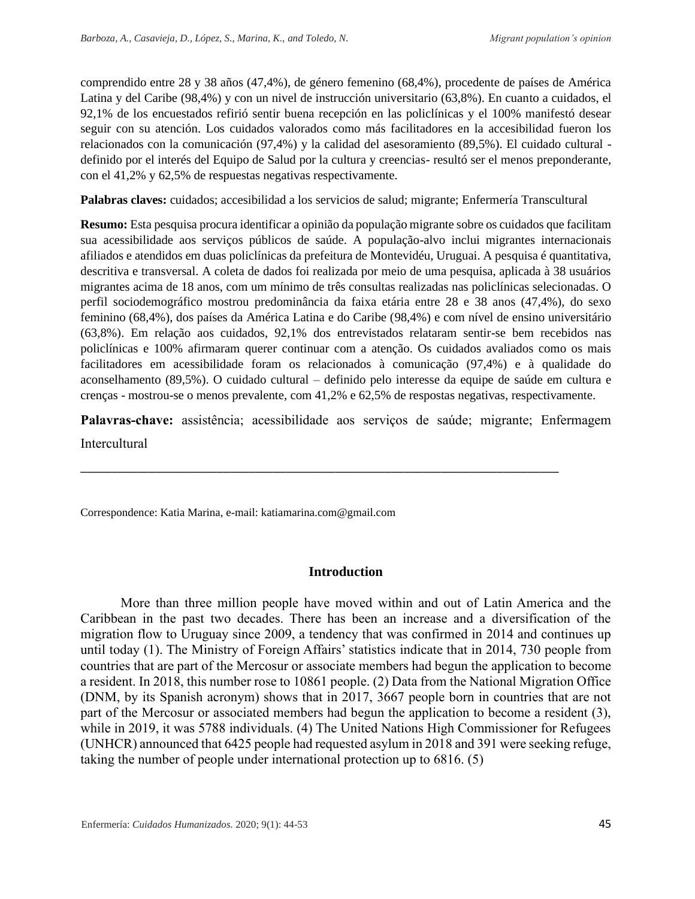comprendido entre 28 y 38 años (47,4%), de género femenino (68,4%), procedente de países de América Latina y del Caribe (98,4%) y con un nivel de instrucción universitario (63,8%). En cuanto a cuidados, el 92,1% de los encuestados refirió sentir buena recepción en las policlínicas y el 100% manifestó desear seguir con su atención. Los cuidados valorados como más facilitadores en la accesibilidad fueron los relacionados con la comunicación (97,4%) y la calidad del asesoramiento (89,5%). El cuidado cultural - definido por el interés del Equipo de Salud por la cultura y creencias- resultó ser el menos preponderante, con el 41,2% y 62,5% de respuestas negativas respectivamente.

**Palabras claves:** cuidados; accesibilidad a los servicios de salud; migrante; Enfermería Transcultural

**Resumo:** Esta pesquisa procura identificar a opinião da população migrante sobre os cuidados que facilitam sua acessibilidade aos serviços públicos de saúde. A população-alvo inclui migrantes internacionais afiliados e atendidos em duas policlínicas da prefeitura de Montevidéu, Uruguai. A pesquisa é quantitativa, descritiva e transversal. A coleta de dados foi realizada por meio de uma pesquisa, aplicada à 38 usuários migrantes acima de 18 anos, com um mínimo de três consultas realizadas nas policlínicas selecionadas. O perfil sociodemográfico mostrou predominância da faixa etária entre 28 e 38 anos (47,4%), do sexo feminino (68,4%), dos países da América Latina e do Caribe (98,4%) e com nível de ensino universitário (63,8%). Em relação aos cuidados, 92,1% dos entrevistados relataram sentir-se bem recebidos nas policlínicas e 100% afirmaram querer continuar com a atenção. Os cuidados avaliados como os mais facilitadores em acessibilidade foram os relacionados à comunicação (97,4%) e à qualidade do aconselhamento (89,5%). O cuidado cultural – definido pelo interesse da equipe de saúde em cultura e crenças - mostrou-se o menos prevalente, com 41,2% e 62,5% de respostas negativas, respectivamente.

**Palavras-chave:** assistência; acessibilidade aos serviços de saúde; migrante; Enfermagem Intercultural

---

Correspondence: Katia Marina, e-mail: katiamarina.com@gmail.com

## Introduction

More than three million people have moved within and out of Latin America and the Caribbean in the past two decades. There has been an increase and a diversification of the migration flow to Uruguay since 2009, a tendency that was confirmed in 2014 and continues up until today (1). The Ministry of Foreign Affairs' statistics indicate that in 2014, 730 people from countries that are part of the Mercosur or associate members had begun the application to become a resident. In 2018, this number rose to 10861 people. (2) Data from the National Migration Office (DNM, by its Spanish acronym) shows that in 2017, 3667 people born in countries that are not part of the Mercosur or associated members had begun the application to become a resident (3), while in 2019, it was 5788 individuals. (4) The United Nations High Commissioner for Refugees (UNHCR) announced that 6425 people had requested asylum in 2018 and 391 were seeking refuge, taking the number of people under international protection up to 6816. (5)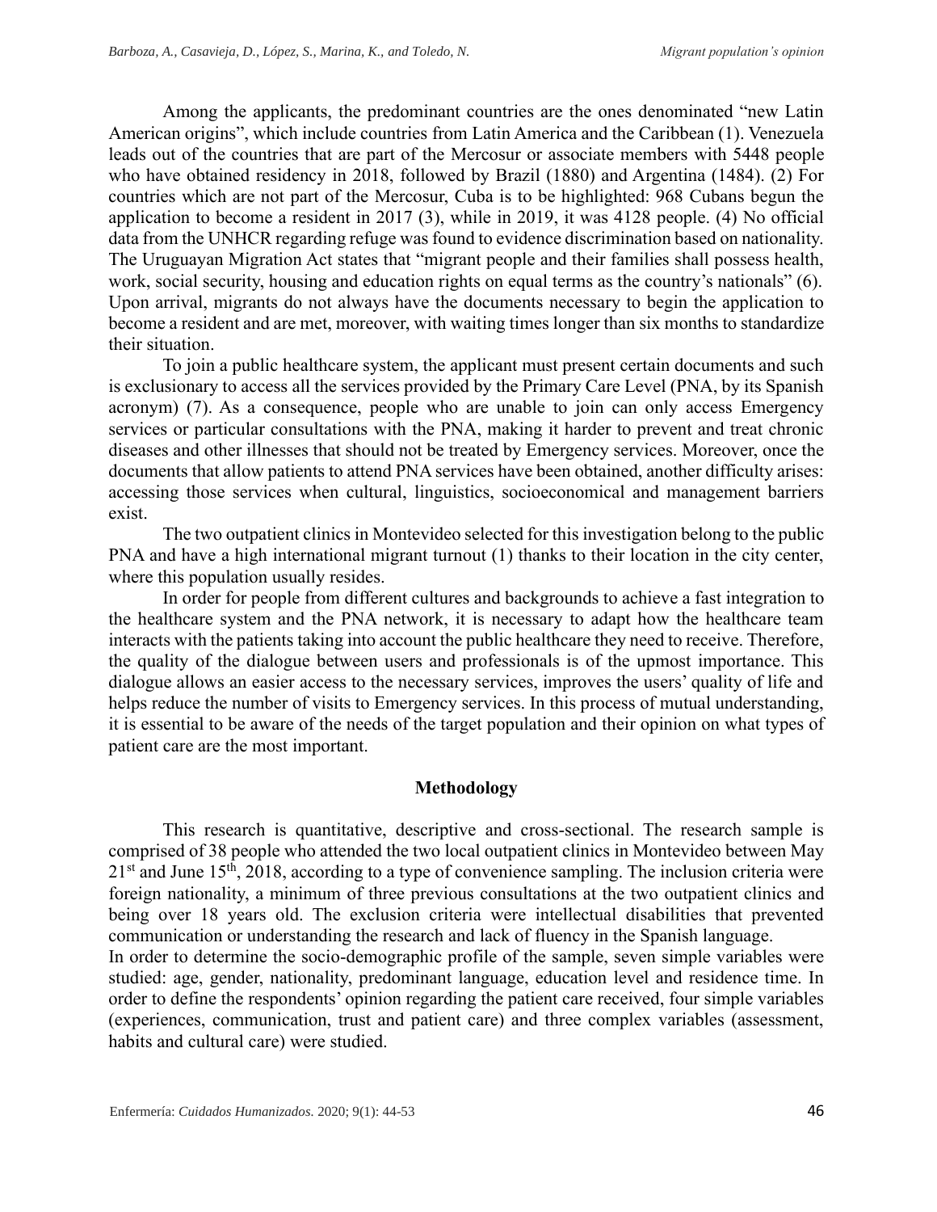Among the applicants, the predominant countries are the ones denominated "new Latin American origins", which include countries from Latin America and the Caribbean (1). Venezuela leads out of the countries that are part of the Mercosur or associate members with 5448 people who have obtained residency in 2018, followed by Brazil (1880) and Argentina (1484). (2) For countries which are not part of the Mercosur, Cuba is to be highlighted: 968 Cubans begun the application to become a resident in 2017 (3), while in 2019, it was 4128 people. (4) No official data from the UNHCR regarding refuge was found to evidence discrimination based on nationality. The Uruguayan Migration Act states that "migrant people and their families shall possess health, work, social security, housing and education rights on equal terms as the country's nationals" (6). Upon arrival, migrants do not always have the documents necessary to begin the application to become a resident and are met, moreover, with waiting times longer than six months to standardize their situation.

To join a public healthcare system, the applicant must present certain documents and such is exclusionary to access all the services provided by the Primary Care Level (PNA, by its Spanish acronym) (7). As a consequence, people who are unable to join can only access Emergency services or particular consultations with the PNA, making it harder to prevent and treat chronic diseases and other illnesses that should not be treated by Emergency services. Moreover, once the documents that allow patients to attend PNA services have been obtained, another difficulty arises: accessing those services when cultural, linguistics, socioeconomical and management barriers exist.

The two outpatient clinics in Montevideo selected for this investigation belong to the public PNA and have a high international migrant turnout (1) thanks to their location in the city center, where this population usually resides.

In order for people from different cultures and backgrounds to achieve a fast integration to the healthcare system and the PNA network, it is necessary to adapt how the healthcare team interacts with the patients taking into account the public healthcare they need to receive. Therefore, the quality of the dialogue between users and professionals is of the upmost importance. This dialogue allows an easier access to the necessary services, improves the users' quality of life and helps reduce the number of visits to Emergency services. In this process of mutual understanding, it is essential to be aware of the needs of the target population and their opinion on what types of patient care are the most important.

## Methodology

This research is quantitative, descriptive and cross-sectional. The research sample is comprised of 38 people who attended the two local outpatient clinics in Montevideo between May 21st and June 15th, 2018, according to a type of convenience sampling. The inclusion criteria were foreign nationality, a minimum of three previous consultations at the two outpatient clinics and being over 18 years old. The exclusion criteria were intellectual disabilities that prevented communication or understanding the research and lack of fluency in the Spanish language.

In order to determine the socio-demographic profile of the sample, seven simple variables were studied: age, gender, nationality, predominant language, education level and residence time. In order to define the respondents' opinion regarding the patient care received, four simple variables (experiences, communication, trust and patient care) and three complex variables (assessment, habits and cultural care) were studied.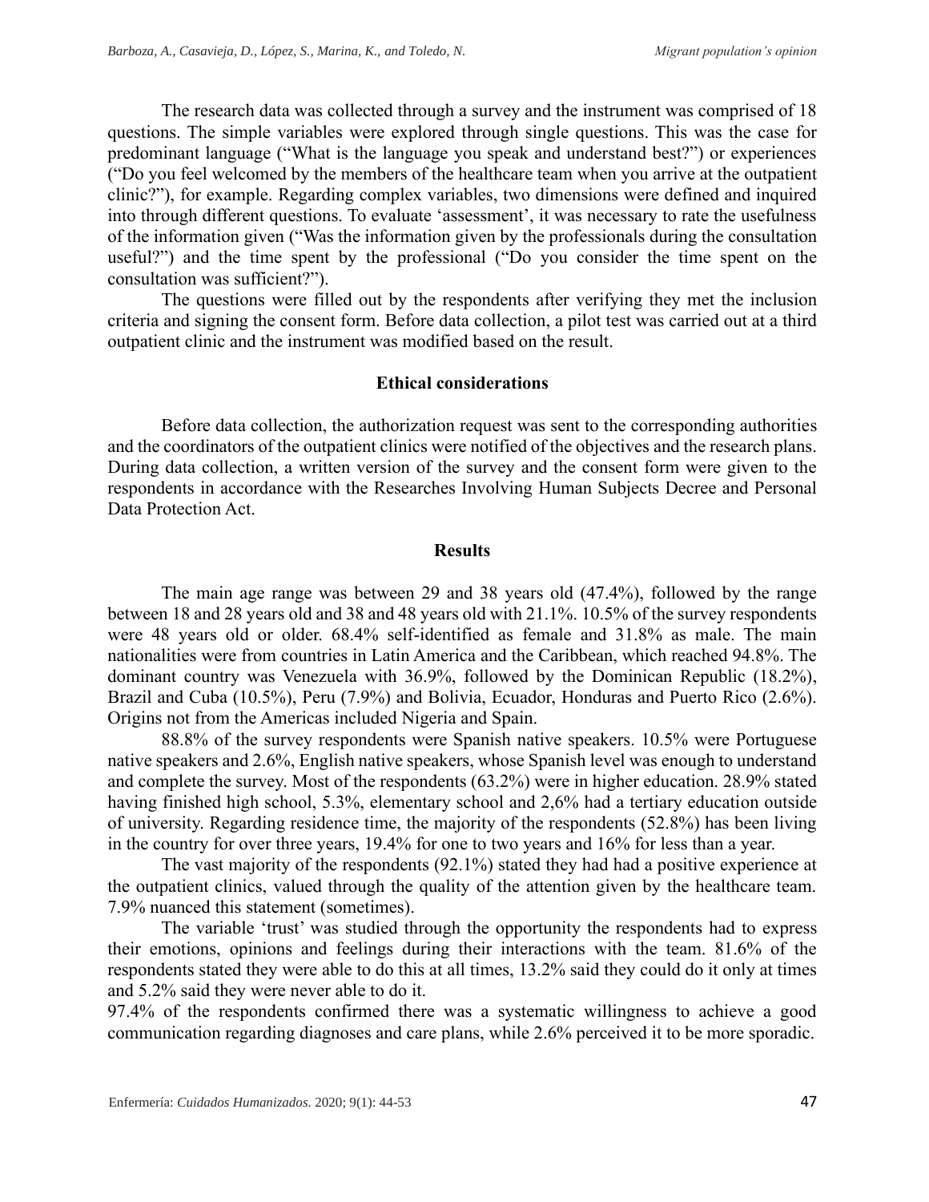The research data was collected through a survey and the instrument was comprised of 18 questions. The simple variables were explored through single questions. This was the case for predominant language ("What is the language you speak and understand best?") or experiences ("Do you feel welcomed by the members of the healthcare team when you arrive at the outpatient clinic?"), for example. Regarding complex variables, two dimensions were defined and inquired into through different questions. To evaluate 'assessment', it was necessary to rate the usefulness of the information given ("Was the information given by the professionals during the consultation useful?") and the time spent by the professional ("Do you consider the time spent on the consultation was sufficient?").

The questions were filled out by the respondents after verifying they met the inclusion criteria and signing the consent form. Before data collection, a pilot test was carried out at a third outpatient clinic and the instrument was modified based on the result.

## Ethical considerations

Before data collection, the authorization request was sent to the corresponding authorities and the coordinators of the outpatient clinics were notified of the objectives and the research plans. During data collection, a written version of the survey and the consent form were given to the respondents in accordance with the Researches Involving Human Subjects Decree and Personal Data Protection Act.

## Results

The main age range was between 29 and 38 years old (47.4%), followed by the range between 18 and 28 years old and 38 and 48 years old with 21.1%. 10.5% of the survey respondents were 48 years old or older. 68.4% self-identified as female and 31.8% as male. The main nationalities were from countries in Latin America and the Caribbean, which reached 94.8%. The dominant country was Venezuela with 36.9%, followed by the Dominican Republic (18.2%), Brazil and Cuba (10.5%), Peru (7.9%) and Bolivia, Ecuador, Honduras and Puerto Rico (2.6%). Origins not from the Americas included Nigeria and Spain.

88.8% of the survey respondents were Spanish native speakers. 10.5% were Portuguese native speakers and 2.6%, English native speakers, whose Spanish level was enough to understand and complete the survey. Most of the respondents (63.2%) were in higher education. 28.9% stated having finished high school, 5.3%, elementary school and 2,6% had a tertiary education outside of university. Regarding residence time, the majority of the respondents (52.8%) has been living in the country for over three years, 19.4% for one to two years and 16% for less than a year.

The vast majority of the respondents (92.1%) stated they had had a positive experience at the outpatient clinics, valued through the quality of the attention given by the healthcare team. 7.9% nuanced this statement (sometimes).

The variable 'trust' was studied through the opportunity the respondents had to express their emotions, opinions and feelings during their interactions with the team. 81.6% of the respondents stated they were able to do this at all times, 13.2% said they could do it only at times and 5.2% said they were never able to do it.

97.4% of the respondents confirmed there was a systematic willingness to achieve a good communication regarding diagnoses and care plans, while 2.6% perceived it to be more sporadic.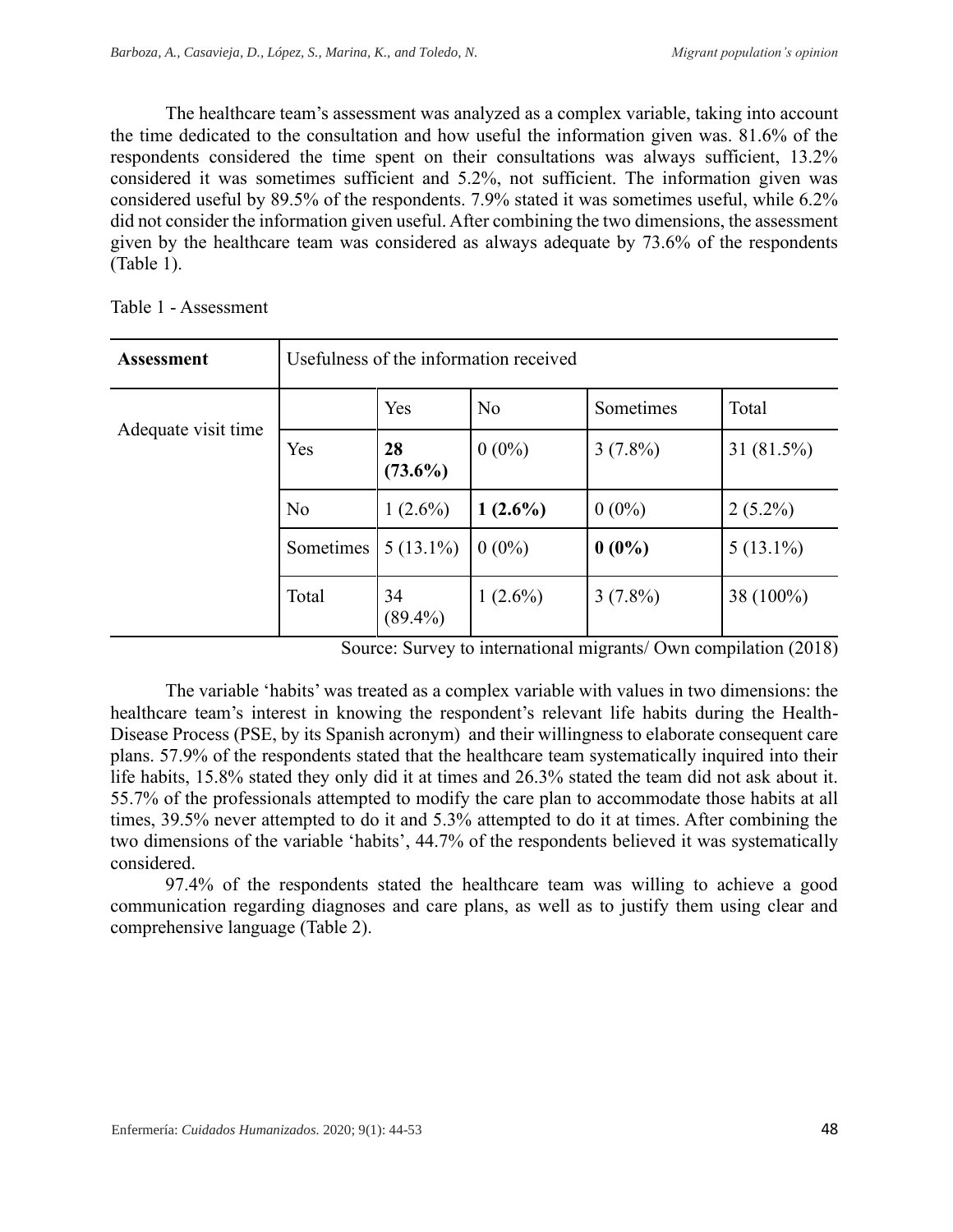The healthcare team's assessment was analyzed as a complex variable, taking into account the time dedicated to the consultation and how useful the information given was. 81.6% of the respondents considered the time spent on their consultations was always sufficient, 13.2% considered it was sometimes sufficient and 5.2%, not sufficient. The information given was considered useful by 89.5% of the respondents. 7.9% stated it was sometimes useful, while 6.2% did not consider the information given useful. After combining the two dimensions, the assessment given by the healthcare team was considered as always adequate by 73.6% of the respondents (Table 1).

Table 1 - Assessment

| **Assessment** | Usefulness of the information received | | | | |
|---|---|---|---|---|---|
| Adequate visit time | | Yes | No | Sometimes | Total |
| | Yes | **28 (73.6%)** | 0 (0%) | 3 (7.8%) | 31 (81.5%) |
| | No | 1 (2.6%) | **1 (2.6%)** | 0 (0%) | 2 (5.2%) |
| | Sometimes | 5 (13.1%) | 0 (0%) | **0 (0%)** | 5 (13.1%) |
| | Total | 34 (89.4%) | 1 (2.6%) | 3 (7.8%) | 38 (100%) |

Source: Survey to international migrants/ Own compilation (2018)

The variable 'habits' was treated as a complex variable with values in two dimensions: the healthcare team's interest in knowing the respondent's relevant life habits during the Health-Disease Process (PSE, by its Spanish acronym) and their willingness to elaborate consequent care plans. 57.9% of the respondents stated that the healthcare team systematically inquired into their life habits, 15.8% stated they only did it at times and 26.3% stated the team did not ask about it. 55.7% of the professionals attempted to modify the care plan to accommodate those habits at all times, 39.5% never attempted to do it and 5.3% attempted to do it at times. After combining the two dimensions of the variable 'habits', 44.7% of the respondents believed it was systematically considered.

97.4% of the respondents stated the healthcare team was willing to achieve a good communication regarding diagnoses and care plans, as well as to justify them using clear and comprehensive language (Table 2).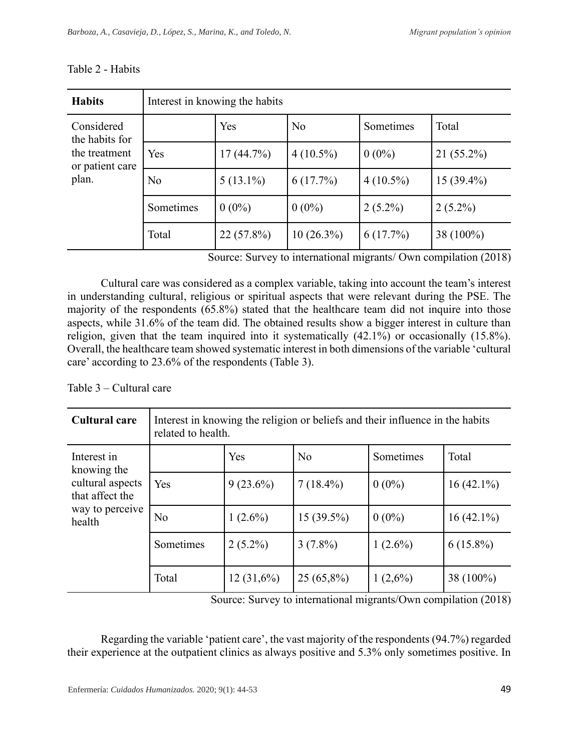Table 2 - Habits

| Habits | Interest in knowing the habits | | | | |
|---|---|---|---|---|---|
| Considered the habits for the treatment or patient care plan. | | Yes | No | Sometimes | Total |
| | Yes | 17 (44.7%) | 4 (10.5%) | 0 (0%) | 21 (55.2%) |
| | No | 5 (13.1%) | 6 (17.7%) | 4 (10.5%) | 15 (39.4%) |
| | Sometimes | 0 (0%) | 0 (0%) | 2 (5.2%) | 2 (5.2%) |
| | Total | 22 (57.8%) | 10 (26.3%) | 6 (17.7%) | 38 (100%) |

Source: Survey to international migrants/ Own compilation (2018)

Cultural care was considered as a complex variable, taking into account the team's interest in understanding cultural, religious or spiritual aspects that were relevant during the PSE. The majority of the respondents (65.8%) stated that the healthcare team did not inquire into those aspects, while 31.6% of the team did. The obtained results show a bigger interest in culture than religion, given that the team inquired into it systematically (42.1%) or occasionally (15.8%). Overall, the healthcare team showed systematic interest in both dimensions of the variable 'cultural care' according to 23.6% of the respondents (Table 3).

Table 3 – Cultural care

| Cultural care | Interest in knowing the religion or beliefs and their influence in the habits related to health. | | | | |
|---|---|---|---|---|---|
| Interest in knowing the cultural aspects that affect the way to perceive health | | Yes | No | Sometimes | Total |
| | Yes | 9 (23.6%) | 7 (18.4%) | 0 (0%) | 16 (42.1%) |
| | No | 1 (2.6%) | 15 (39.5%) | 0 (0%) | 16 (42.1%) |
| | Sometimes | 2 (5.2%) | 3 (7.8%) | 1 (2.6%) | 6 (15.8%) |
| | Total | 12 (31,6%) | 25 (65,8%) | 1 (2,6%) | 38 (100%) |

Source: Survey to international migrants/Own compilation (2018)

Regarding the variable 'patient care', the vast majority of the respondents (94.7%) regarded their experience at the outpatient clinics as always positive and 5.3% only sometimes positive. In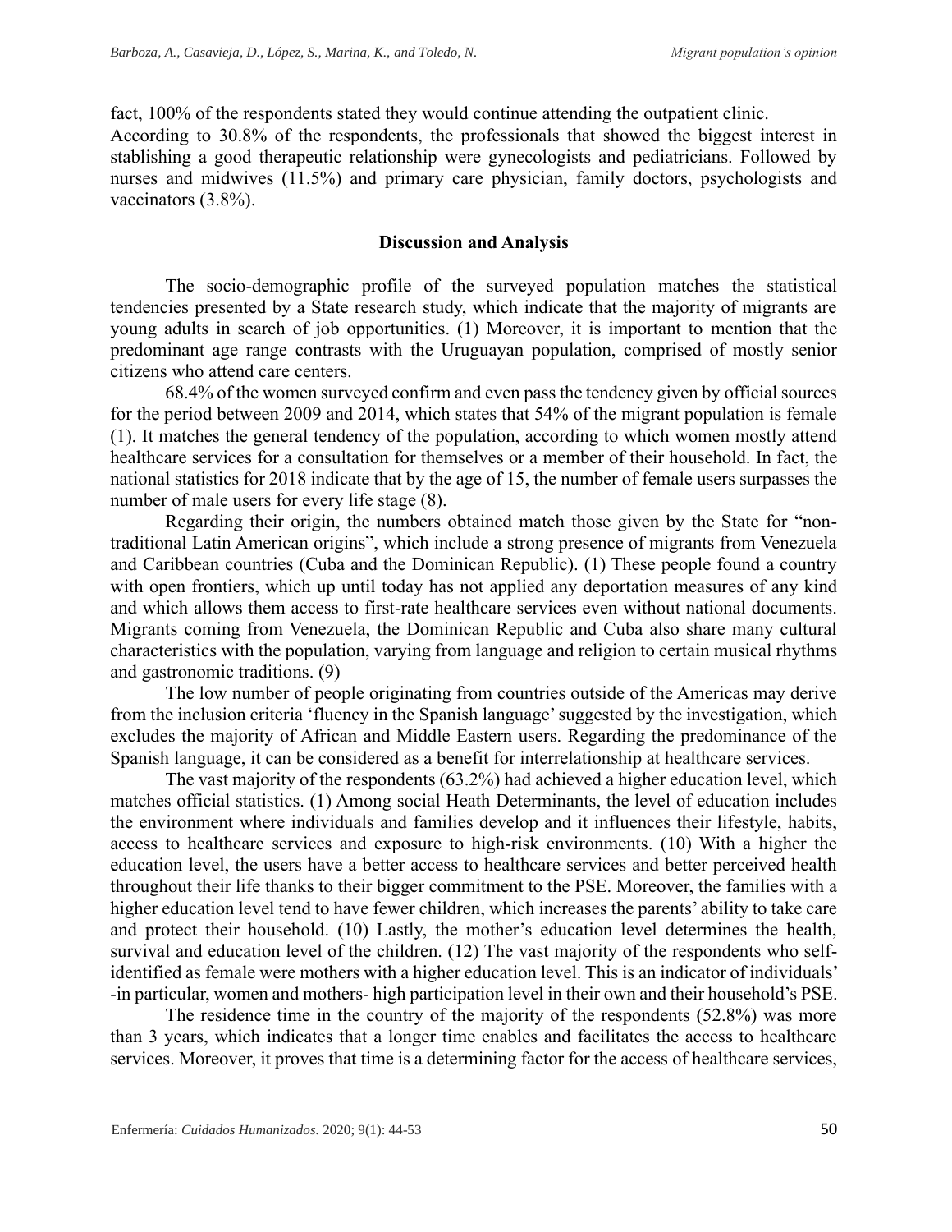fact, 100% of the respondents stated they would continue attending the outpatient clinic.
According to 30.8% of the respondents, the professionals that showed the biggest interest in stablishing a good therapeutic relationship were gynecologists and pediatricians. Followed by nurses and midwives (11.5%) and primary care physician, family doctors, psychologists and vaccinators (3.8%).

## Discussion and Analysis

The socio-demographic profile of the surveyed population matches the statistical tendencies presented by a State research study, which indicate that the majority of migrants are young adults in search of job opportunities. (1) Moreover, it is important to mention that the predominant age range contrasts with the Uruguayan population, comprised of mostly senior citizens who attend care centers.

68.4% of the women surveyed confirm and even pass the tendency given by official sources for the period between 2009 and 2014, which states that 54% of the migrant population is female (1). It matches the general tendency of the population, according to which women mostly attend healthcare services for a consultation for themselves or a member of their household. In fact, the national statistics for 2018 indicate that by the age of 15, the number of female users surpasses the number of male users for every life stage (8).

Regarding their origin, the numbers obtained match those given by the State for "non-traditional Latin American origins", which include a strong presence of migrants from Venezuela and Caribbean countries (Cuba and the Dominican Republic). (1) These people found a country with open frontiers, which up until today has not applied any deportation measures of any kind and which allows them access to first-rate healthcare services even without national documents. Migrants coming from Venezuela, the Dominican Republic and Cuba also share many cultural characteristics with the population, varying from language and religion to certain musical rhythms and gastronomic traditions. (9)

The low number of people originating from countries outside of the Americas may derive from the inclusion criteria 'fluency in the Spanish language' suggested by the investigation, which excludes the majority of African and Middle Eastern users. Regarding the predominance of the Spanish language, it can be considered as a benefit for interrelationship at healthcare services.

The vast majority of the respondents (63.2%) had achieved a higher education level, which matches official statistics. (1) Among social Heath Determinants, the level of education includes the environment where individuals and families develop and it influences their lifestyle, habits, access to healthcare services and exposure to high-risk environments. (10) With a higher the education level, the users have a better access to healthcare services and better perceived health throughout their life thanks to their bigger commitment to the PSE. Moreover, the families with a higher education level tend to have fewer children, which increases the parents' ability to take care and protect their household. (10) Lastly, the mother's education level determines the health, survival and education level of the children. (12) The vast majority of the respondents who self-identified as female were mothers with a higher education level. This is an indicator of individuals' -in particular, women and mothers- high participation level in their own and their household's PSE.

The residence time in the country of the majority of the respondents (52.8%) was more than 3 years, which indicates that a longer time enables and facilitates the access to healthcare services. Moreover, it proves that time is a determining factor for the access of healthcare services,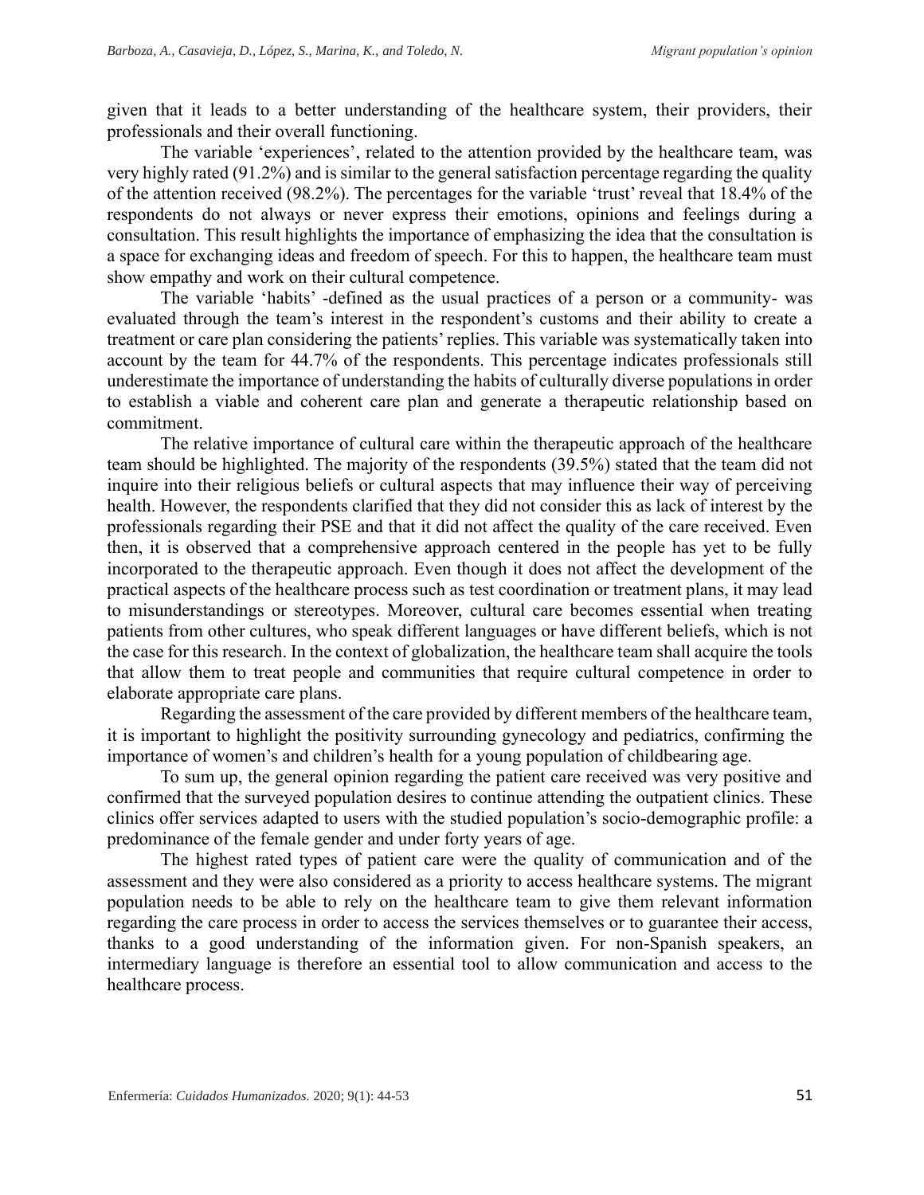given that it leads to a better understanding of the healthcare system, their providers, their professionals and their overall functioning.

The variable 'experiences', related to the attention provided by the healthcare team, was very highly rated (91.2%) and is similar to the general satisfaction percentage regarding the quality of the attention received (98.2%). The percentages for the variable 'trust' reveal that 18.4% of the respondents do not always or never express their emotions, opinions and feelings during a consultation. This result highlights the importance of emphasizing the idea that the consultation is a space for exchanging ideas and freedom of speech. For this to happen, the healthcare team must show empathy and work on their cultural competence.

The variable 'habits' -defined as the usual practices of a person or a community- was evaluated through the team's interest in the respondent's customs and their ability to create a treatment or care plan considering the patients' replies. This variable was systematically taken into account by the team for 44.7% of the respondents. This percentage indicates professionals still underestimate the importance of understanding the habits of culturally diverse populations in order to establish a viable and coherent care plan and generate a therapeutic relationship based on commitment.

The relative importance of cultural care within the therapeutic approach of the healthcare team should be highlighted. The majority of the respondents (39.5%) stated that the team did not inquire into their religious beliefs or cultural aspects that may influence their way of perceiving health. However, the respondents clarified that they did not consider this as lack of interest by the professionals regarding their PSE and that it did not affect the quality of the care received. Even then, it is observed that a comprehensive approach centered in the people has yet to be fully incorporated to the therapeutic approach. Even though it does not affect the development of the practical aspects of the healthcare process such as test coordination or treatment plans, it may lead to misunderstandings or stereotypes. Moreover, cultural care becomes essential when treating patients from other cultures, who speak different languages or have different beliefs, which is not the case for this research. In the context of globalization, the healthcare team shall acquire the tools that allow them to treat people and communities that require cultural competence in order to elaborate appropriate care plans.

Regarding the assessment of the care provided by different members of the healthcare team, it is important to highlight the positivity surrounding gynecology and pediatrics, confirming the importance of women's and children's health for a young population of childbearing age.

To sum up, the general opinion regarding the patient care received was very positive and confirmed that the surveyed population desires to continue attending the outpatient clinics. These clinics offer services adapted to users with the studied population's socio-demographic profile: a predominance of the female gender and under forty years of age.

The highest rated types of patient care were the quality of communication and of the assessment and they were also considered as a priority to access healthcare systems. The migrant population needs to be able to rely on the healthcare team to give them relevant information regarding the care process in order to access the services themselves or to guarantee their access, thanks to a good understanding of the information given. For non-Spanish speakers, an intermediary language is therefore an essential tool to allow communication and access to the healthcare process.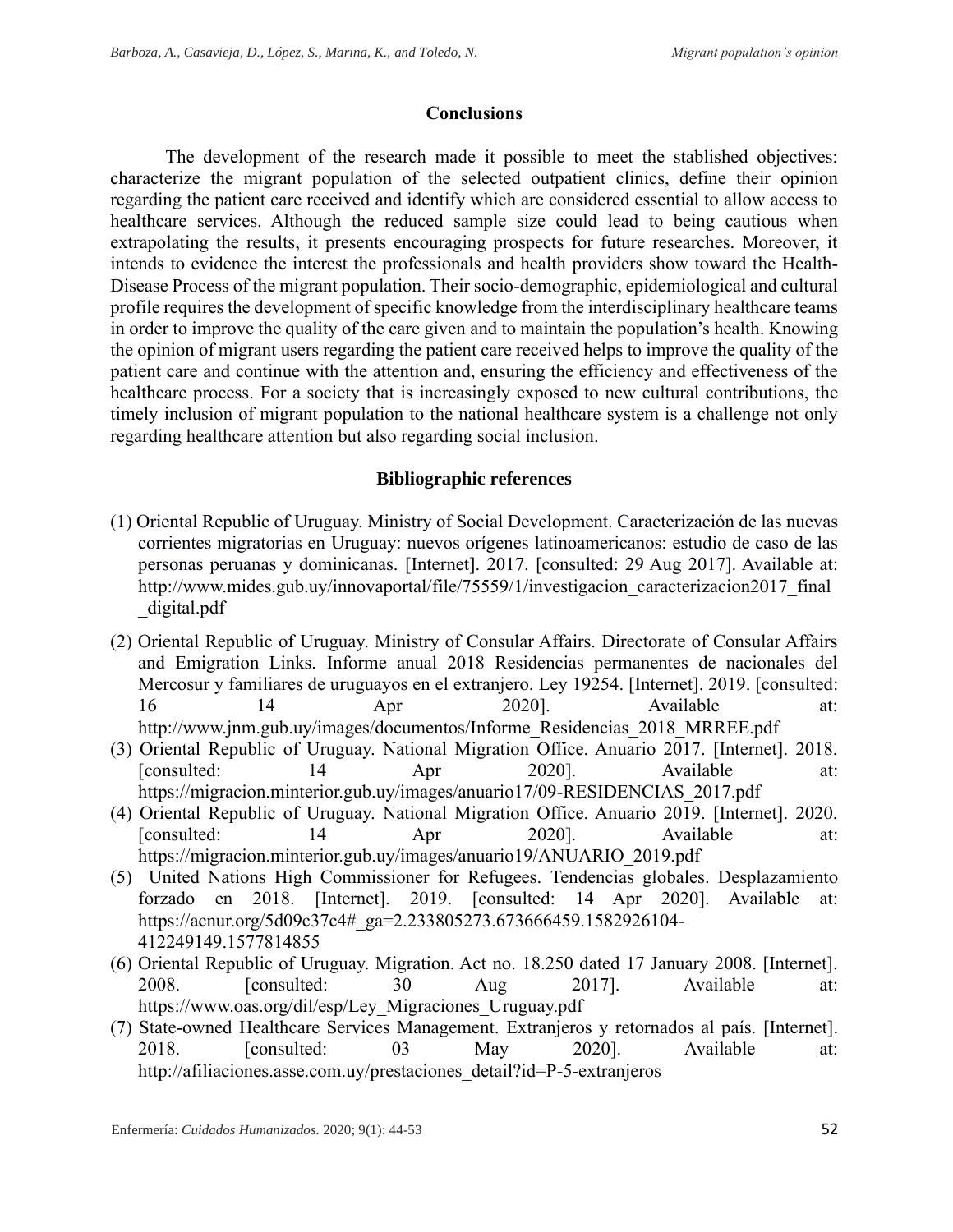## Conclusions

The development of the research made it possible to meet the stablished objectives: characterize the migrant population of the selected outpatient clinics, define their opinion regarding the patient care received and identify which are considered essential to allow access to healthcare services. Although the reduced sample size could lead to being cautious when extrapolating the results, it presents encouraging prospects for future researches. Moreover, it intends to evidence the interest the professionals and health providers show toward the Health-Disease Process of the migrant population. Their socio-demographic, epidemiological and cultural profile requires the development of specific knowledge from the interdisciplinary healthcare teams in order to improve the quality of the care given and to maintain the population's health. Knowing the opinion of migrant users regarding the patient care received helps to improve the quality of the patient care and continue with the attention and, ensuring the efficiency and effectiveness of the healthcare process. For a society that is increasingly exposed to new cultural contributions, the timely inclusion of migrant population to the national healthcare system is a challenge not only regarding healthcare attention but also regarding social inclusion.

## Bibliographic references

(1) Oriental Republic of Uruguay. Ministry of Social Development. Caracterización de las nuevas corrientes migratorias en Uruguay: nuevos orígenes latinoamericanos: estudio de caso de las personas peruanas y dominicanas. [Internet]. 2017. [consulted: 29 Aug 2017]. Available at: http://www.mides.gub.uy/innovaportal/file/75559/1/investigacion_caracterizacion2017_final_digital.pdf

(2) Oriental Republic of Uruguay. Ministry of Consular Affairs. Directorate of Consular Affairs and Emigration Links. Informe anual 2018 Residencias permanentes de nacionales del Mercosur y familiares de uruguayos en el extranjero. Ley 19254. [Internet]. 2019. [consulted: 16 14 Apr 2020]. Available at: http://www.jnm.gub.uy/images/documentos/Informe_Residencias_2018_MRREE.pdf

(3) Oriental Republic of Uruguay. National Migration Office. Anuario 2017. [Internet]. 2018. [consulted: 14 Apr 2020]. Available at: https://migracion.minterior.gub.uy/images/anuario17/09-RESIDENCIAS_2017.pdf

(4) Oriental Republic of Uruguay. National Migration Office. Anuario 2019. [Internet]. 2020. [consulted: 14 Apr 2020]. Available at: https://migracion.minterior.gub.uy/images/anuario19/ANUARIO_2019.pdf

(5) United Nations High Commissioner for Refugees. Tendencias globales. Desplazamiento forzado en 2018. [Internet]. 2019. [consulted: 14 Apr 2020]. Available at: https://acnur.org/5d09c37c4#_ga=2.233805273.673666459.1582926104-412249149.1577814855

(6) Oriental Republic of Uruguay. Migration. Act no. 18.250 dated 17 January 2008. [Internet]. 2008. [consulted: 30 Aug 2017]. Available at: https://www.oas.org/dil/esp/Ley_Migraciones_Uruguay.pdf

(7) State-owned Healthcare Services Management. Extranjeros y retornados al país. [Internet]. 2018. [consulted: 03 May 2020]. Available at: http://afiliaciones.asse.com.uy/prestaciones_detail?id=P-5-extranjeros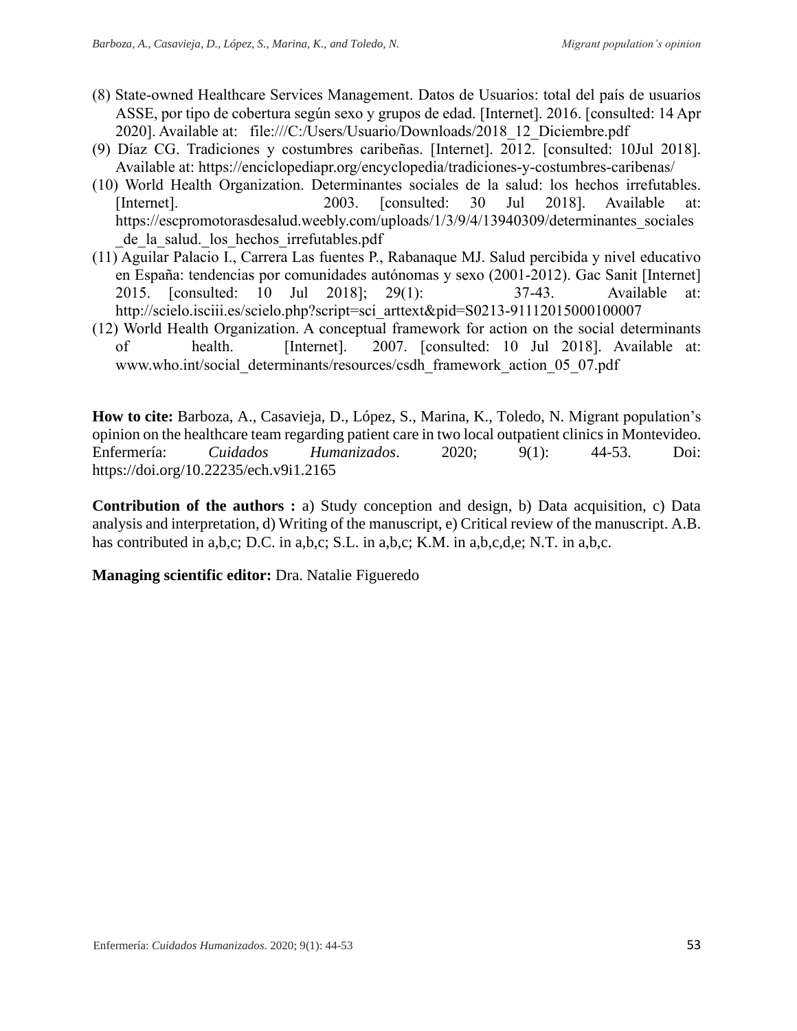(8) State-owned Healthcare Services Management. Datos de Usuarios: total del país de usuarios ASSE, por tipo de cobertura según sexo y grupos de edad. [Internet]. 2016. [consulted: 14 Apr 2020]. Available at: file:///C:/Users/Usuario/Downloads/2018_12_Diciembre.pdf

(9) Díaz CG. Tradiciones y costumbres caribeñas. [Internet]. 2012. [consulted: 10Jul 2018]. Available at: https://enciclopediapr.org/encyclopedia/tradiciones-y-costumbres-caribenas/

(10) World Health Organization. Determinantes sociales de la salud: los hechos irrefutables. [Internet]. 2003. [consulted: 30 Jul 2018]. Available at: https://escpromotorasdesalud.weebly.com/uploads/1/3/9/4/13940309/determinantes_sociales_de_la_salud._los_hechos_irrefutables.pdf

(11) Aguilar Palacio I., Carrera Las fuentes P., Rabanaque MJ. Salud percibida y nivel educativo en España: tendencias por comunidades autónomas y sexo (2001-2012). Gac Sanit [Internet] 2015. [consulted: 10 Jul 2018]; 29(1): 37-43. Available at: http://scielo.isciii.es/scielo.php?script=sci_arttext&pid=S0213-91112015000100007

(12) World Health Organization. A conceptual framework for action on the social determinants of health. [Internet]. 2007. [consulted: 10 Jul 2018]. Available at: www.who.int/social_determinants/resources/csdh_framework_action_05_07.pdf

**How to cite:** Barboza, A., Casavieja, D., López, S., Marina, K., Toledo, N. Migrant population's opinion on the healthcare team regarding patient care in two local outpatient clinics in Montevideo. Enfermería: *Cuidados Humanizados*. 2020; 9(1): 44-53. Doi: https://doi.org/10.22235/ech.v9i1.2165

**Contribution of the authors :** a) Study conception and design, b) Data acquisition, c) Data analysis and interpretation, d) Writing of the manuscript, e) Critical review of the manuscript. A.B. has contributed in a,b,c; D.C. in a,b,c; S.L. in a,b,c; K.M. in a,b,c,d,e; N.T. in a,b,c.

**Managing scientific editor:** Dra. Natalie Figueredo